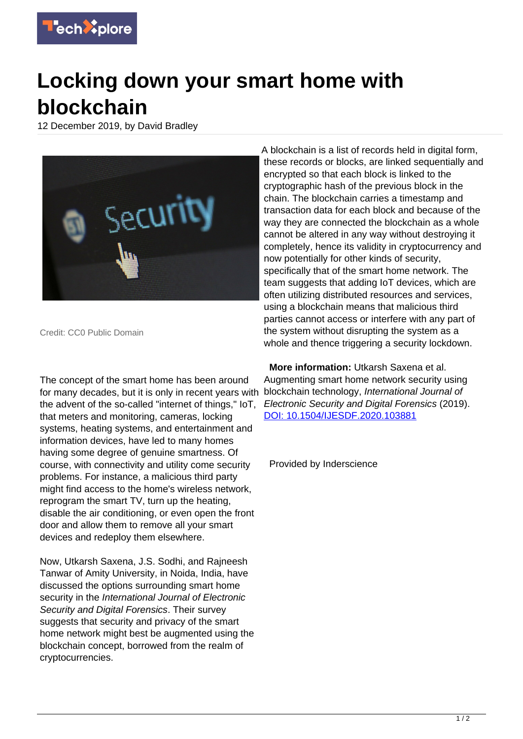# Locking down your smart home with blockchain

12 December 2019, by David Bradley

Credit: CC0 Public Domain

The concept of the smart home has been around for many decades, but it is only in recent years with the advent of the so-called "internet of things," IoT, that meters and monitoring, cameras, locking systems, heating systems, and entertainment and information devices, have led to many homes having some degree of genuine smartness. Of course, with connectivity and utility come security problems. For instance, a malicious third party might find access to the home's wireless network, reprogram the smart TV, turn up the heating, disable the air conditioning, or even open the front door and allow them to remove all your smart devices and redeploy them elsewhere.

Now, Utkarsh Saxena, J.S. Sodhi, and Rajneesh Tanwar of Amity University, in Noida, India, have discussed the options surrounding smart home security in the *International Journal of Electronic Security and Digital Forensics*. Their survey suggests that security and privacy of the smart home network might best be augmented using the blockchain concept, borrowed from the realm of cryptocurrencies.

A blockchain is a list of records held in digital form, these records or blocks, are linked sequentially and encrypted so that each block is linked to the cryptographic hash of the previous block in the chain. The blockchain carries a timestamp and transaction data for each block and because of the way they are connected the blockchain as a whole cannot be altered in any way without destroying it completely, hence its validity in cryptocurrency and now potentially for other kinds of security, specifically that of the smart home network. The team suggests that adding IoT devices, which are often utilizing distributed resources and services, using a blockchain means that malicious third parties cannot access or interfere with any part of the system without disrupting the system as a whole and thence triggering a security lockdown.

**More information:** Utkarsh Saxena et al. Augmenting smart home network security using blockchain technology, *International Journal of Electronic Security and Digital Forensics* (2019). DOI: 10.1504/IJESDF.2020.103881

Provided by Inderscience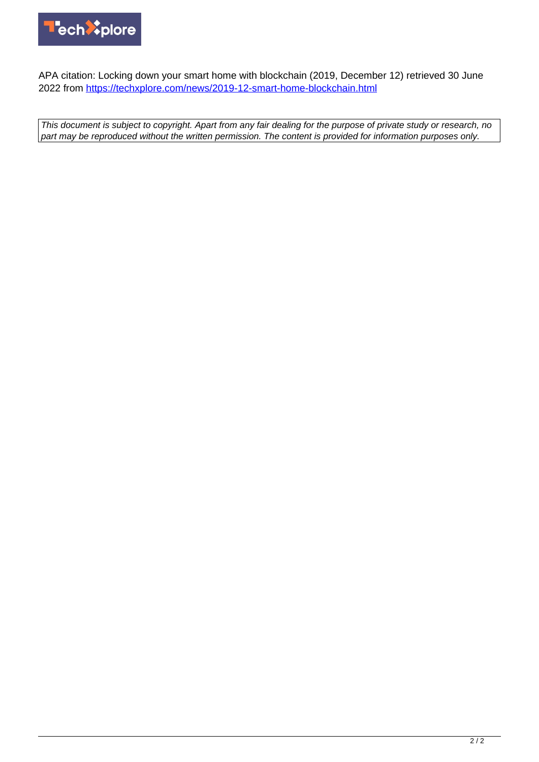APA citation: Locking down your smart home with blockchain (2019, December 12) retrieved 30 June 2022 from https://techxplore.com/news/2019-12-smart-home-blockchain.html

*This document is subject to copyright. Apart from any fair dealing for the purpose of private study or research, no part may be reproduced without the written permission. The content is provided for information purposes only.*